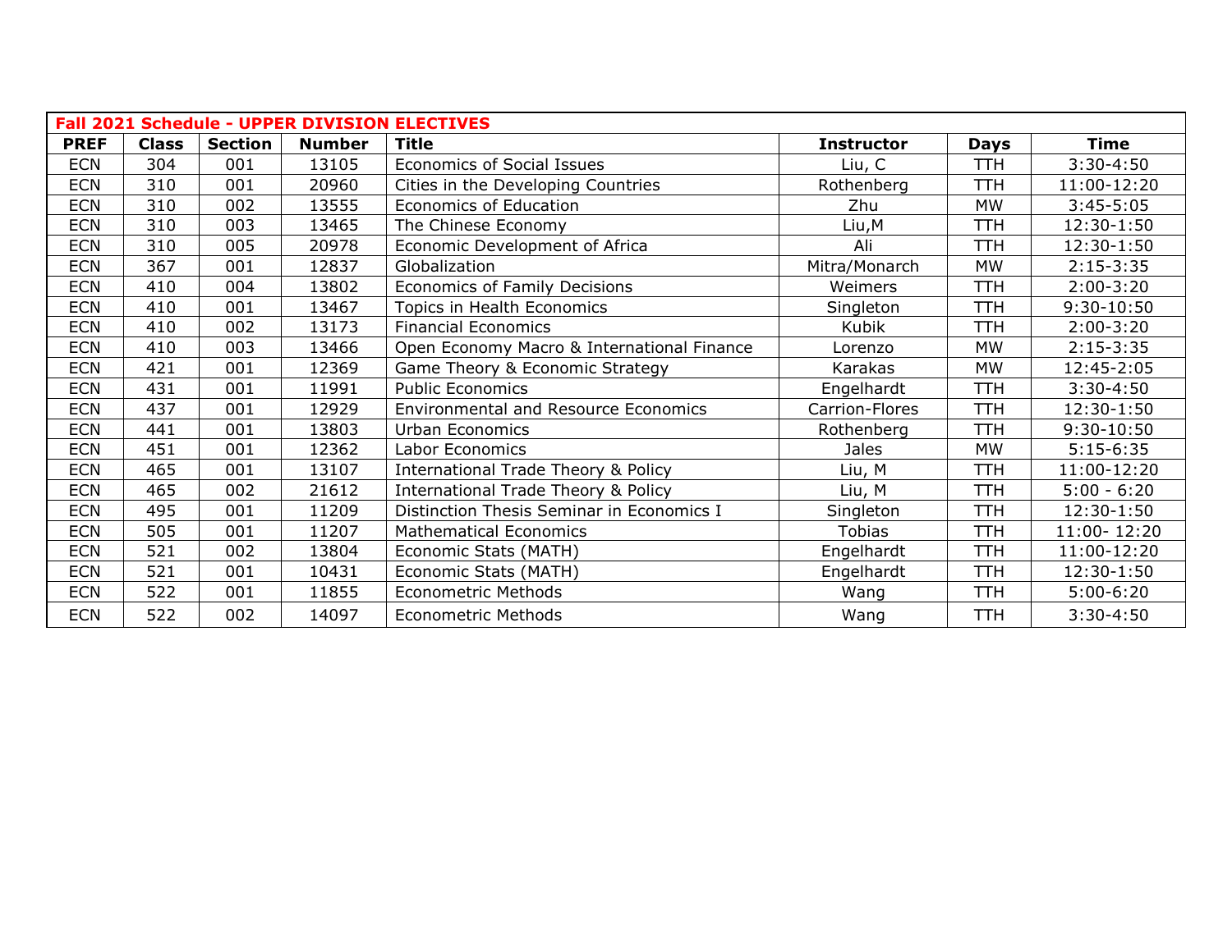**Fall 2021 Schedule - UPPER DIVISION ELECTIVES**

| PREF | Class | Section | Number | Title | Instructor | Days | Time |
|---|---|---|---|---|---|---|---|
| ECN | 304 | 001 | 13105 | Economics of Social Issues | Liu, C | TTH | 3:30-4:50 |
| ECN | 310 | 001 | 20960 | Cities in the Developing Countries | Rothenberg | TTH | 11:00-12:20 |
| ECN | 310 | 002 | 13555 | Economics of Education | Zhu | MW | 3:45-5:05 |
| ECN | 310 | 003 | 13465 | The Chinese Economy | Liu,M | TTH | 12:30-1:50 |
| ECN | 310 | 005 | 20978 | Economic Development of Africa | Ali | TTH | 12:30-1:50 |
| ECN | 367 | 001 | 12837 | Globalization | Mitra/Monarch | MW | 2:15-3:35 |
| ECN | 410 | 004 | 13802 | Economics of Family Decisions | Weimers | TTH | 2:00-3:20 |
| ECN | 410 | 001 | 13467 | Topics in Health Economics | Singleton | TTH | 9:30-10:50 |
| ECN | 410 | 002 | 13173 | Financial Economics | Kubik | TTH | 2:00-3:20 |
| ECN | 410 | 003 | 13466 | Open Economy Macro & International Finance | Lorenzo | MW | 2:15-3:35 |
| ECN | 421 | 001 | 12369 | Game Theory & Economic Strategy | Karakas | MW | 12:45-2:05 |
| ECN | 431 | 001 | 11991 | Public Economics | Engelhardt | TTH | 3:30-4:50 |
| ECN | 437 | 001 | 12929 | Environmental and Resource Economics | Carrion-Flores | TTH | 12:30-1:50 |
| ECN | 441 | 001 | 13803 | Urban Economics | Rothenberg | TTH | 9:30-10:50 |
| ECN | 451 | 001 | 12362 | Labor Economics | Jales | MW | 5:15-6:35 |
| ECN | 465 | 001 | 13107 | International Trade Theory & Policy | Liu, M | TTH | 11:00-12:20 |
| ECN | 465 | 002 | 21612 | International Trade Theory & Policy | Liu, M | TTH | 5:00 - 6:20 |
| ECN | 495 | 001 | 11209 | Distinction Thesis Seminar in Economics I | Singleton | TTH | 12:30-1:50 |
| ECN | 505 | 001 | 11207 | Mathematical Economics | Tobias | TTH | 11:00- 12:20 |
| ECN | 521 | 002 | 13804 | Economic Stats (MATH) | Engelhardt | TTH | 11:00-12:20 |
| ECN | 521 | 001 | 10431 | Economic Stats (MATH) | Engelhardt | TTH | 12:30-1:50 |
| ECN | 522 | 001 | 11855 | Econometric Methods | Wang | TTH | 5:00-6:20 |
| ECN | 522 | 002 | 14097 | Econometric Methods | Wang | TTH | 3:30-4:50 |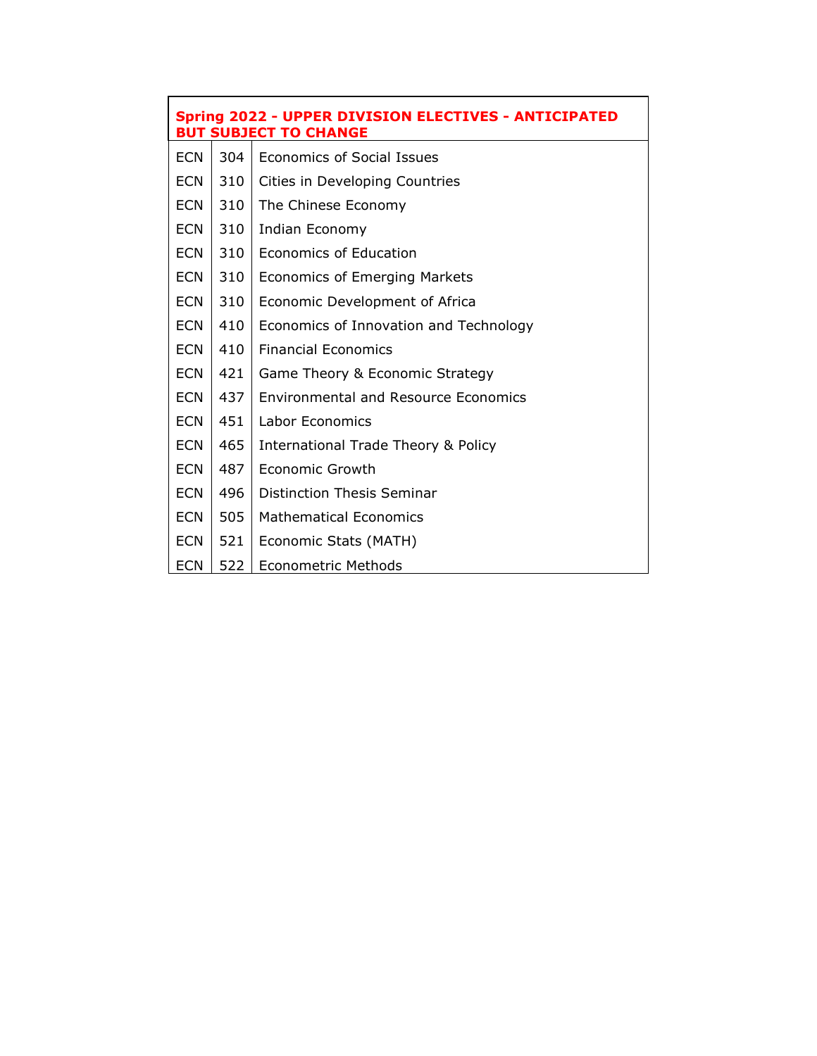| Spring 2022 - UPPER DIVISION ELECTIVES - ANTICIPATED BUT SUBJECT TO CHANGE | | |
|---|---|---|
| ECN | 304 | Economics of Social Issues |
| ECN | 310 | Cities in Developing Countries |
| ECN | 310 | The Chinese Economy |
| ECN | 310 | Indian Economy |
| ECN | 310 | Economics of Education |
| ECN | 310 | Economics of Emerging Markets |
| ECN | 310 | Economic Development of Africa |
| ECN | 410 | Economics of Innovation and Technology |
| ECN | 410 | Financial Economics |
| ECN | 421 | Game Theory & Economic Strategy |
| ECN | 437 | Environmental and Resource Economics |
| ECN | 451 | Labor Economics |
| ECN | 465 | International Trade Theory & Policy |
| ECN | 487 | Economic Growth |
| ECN | 496 | Distinction Thesis Seminar |
| ECN | 505 | Mathematical Economics |
| ECN | 521 | Economic Stats (MATH) |
| ECN | 522 | Econometric Methods |